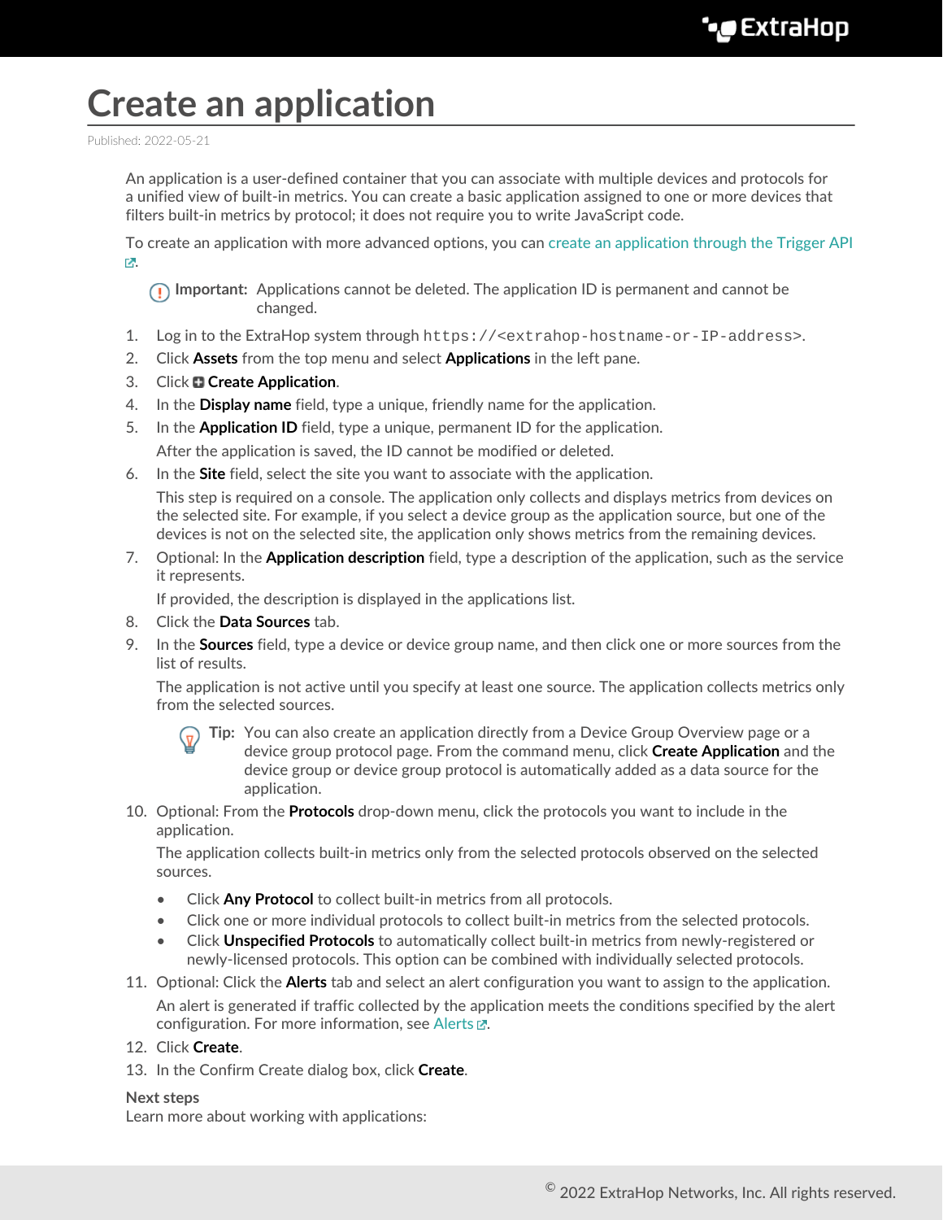# Create an application

Published: 2022-05-21

An application is a user-defined container that you can associate with multiple devices and protocols for a unified view of built-in metrics. You can create a basic application assigned to one or more devices that filters built-in metrics by protocol; it does not require you to write JavaScript code.

To create an application with more advanced options, you can create an application through the Trigger API.

> **Important:** Applications cannot be deleted. The application ID is permanent and cannot be changed.

1. Log in to the ExtraHop system through `https://<extrahop-hostname-or-IP-address>`.
2. Click **Assets** from the top menu and select **Applications** in the left pane.
3. Click **Create Application**.
4. In the **Display name** field, type a unique, friendly name for the application.
5. In the **Application ID** field, type a unique, permanent ID for the application.

   After the application is saved, the ID cannot be modified or deleted.
6. In the **Site** field, select the site you want to associate with the application.

   This step is required on a console. The application only collects and displays metrics from devices on the selected site. For example, if you select a device group as the application source, but one of the devices is not on the selected site, the application only shows metrics from the remaining devices.
7. Optional: In the **Application description** field, type a description of the application, such as the service it represents.

   If provided, the description is displayed in the applications list.
8. Click the **Data Sources** tab.
9. In the **Sources** field, type a device or device group name, and then click one or more sources from the list of results.

   The application is not active until you specify at least one source. The application collects metrics only from the selected sources.

   > **Tip:** You can also create an application directly from a Device Group Overview page or a device group protocol page. From the command menu, click **Create Application** and the device group or device group protocol is automatically added as a data source for the application.
10. Optional: From the **Protocols** drop-down menu, click the protocols you want to include in the application.

    The application collects built-in metrics only from the selected protocols observed on the selected sources.

    - Click **Any Protocol** to collect built-in metrics from all protocols.
    - Click one or more individual protocols to collect built-in metrics from the selected protocols.
    - Click **Unspecified Protocols** to automatically collect built-in metrics from newly-registered or newly-licensed protocols. This option can be combined with individually selected protocols.
11. Optional: Click the **Alerts** tab and select an alert configuration you want to assign to the application.

    An alert is generated if traffic collected by the application meets the conditions specified by the alert configuration. For more information, see Alerts.
12. Click **Create**.
13. In the Confirm Create dialog box, click **Create**.

**Next steps**

Learn more about working with applications: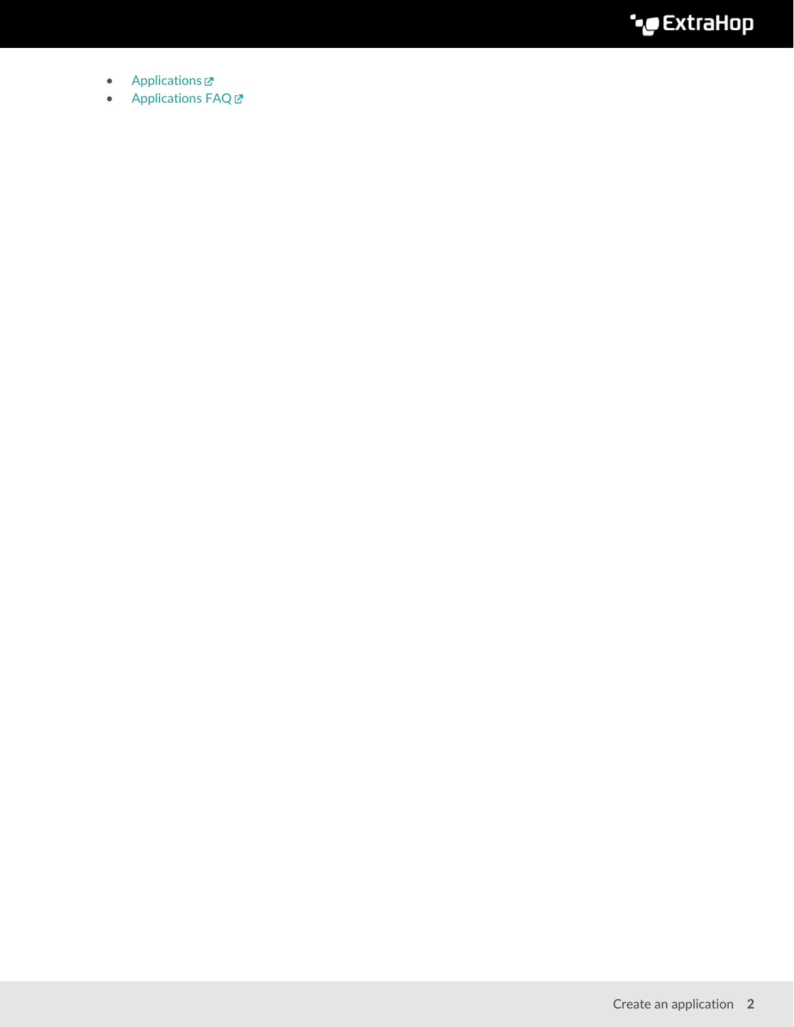- Applications
- Applications FAQ